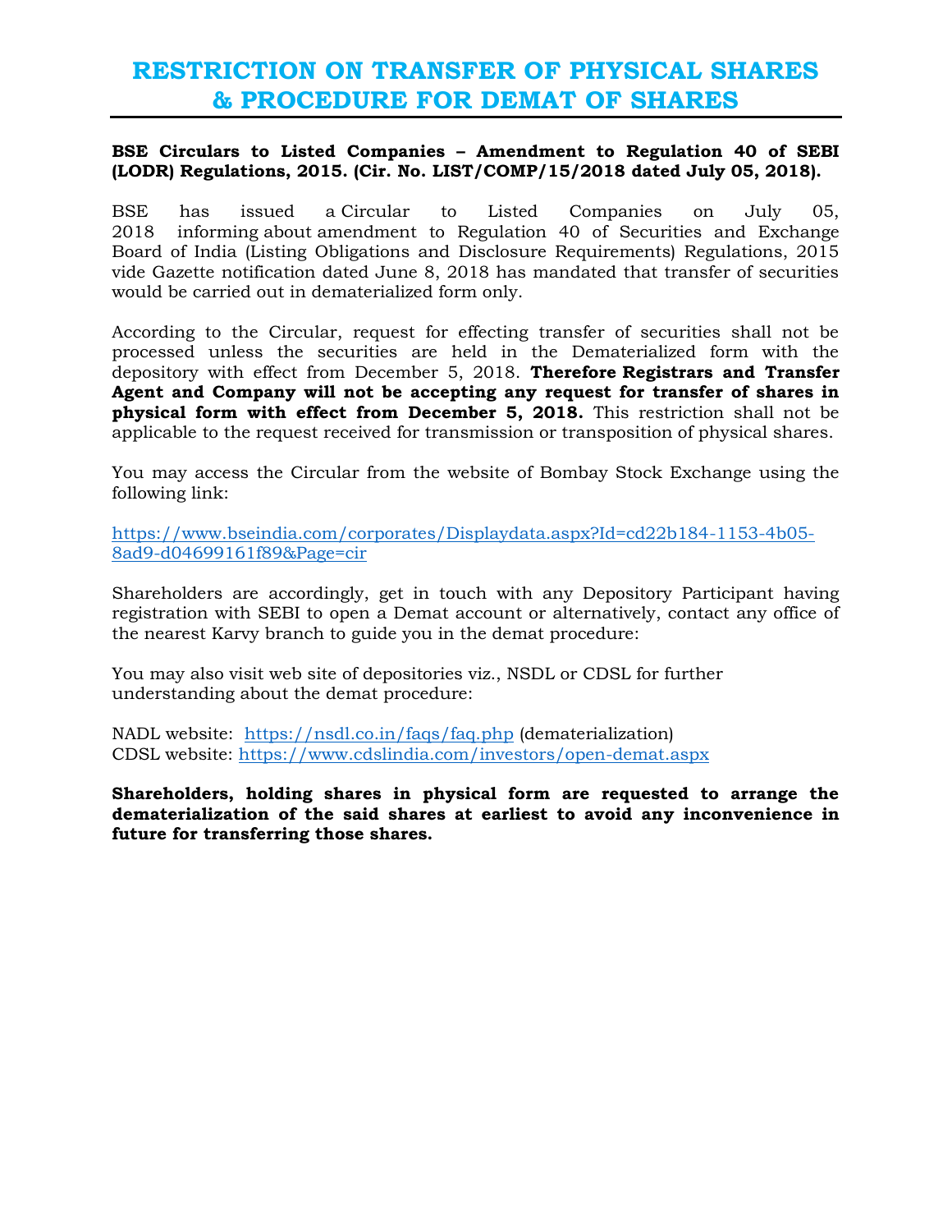# RESTRICTION ON TRANSFER OF PHYSICAL SHARES & PROCEDURE FOR DEMAT OF SHARES

**BSE Circulars to Listed Companies – Amendment to Regulation 40 of SEBI (LODR) Regulations, 2015. (Cir. No. LIST/COMP/15/2018 dated July 05, 2018).**

BSE has issued a Circular to Listed Companies on July 05, 2018 informing about amendment to Regulation 40 of Securities and Exchange Board of India (Listing Obligations and Disclosure Requirements) Regulations, 2015 vide Gazette notification dated June 8, 2018 has mandated that transfer of securities would be carried out in dematerialized form only.

According to the Circular, request for effecting transfer of securities shall not be processed unless the securities are held in the Dematerialized form with the depository with effect from December 5, 2018. **Therefore Registrars and Transfer Agent and Company will not be accepting any request for transfer of shares in physical form with effect from December 5, 2018.** This restriction shall not be applicable to the request received for transmission or transposition of physical shares.

You may access the Circular from the website of Bombay Stock Exchange using the following link:

https://www.bseindia.com/corporates/Displaydata.aspx?Id=cd22b184-1153-4b05-8ad9-d04699161f89&Page=cir

Shareholders are accordingly, get in touch with any Depository Participant having registration with SEBI to open a Demat account or alternatively, contact any office of the nearest Karvy branch to guide you in the demat procedure:

You may also visit web site of depositories viz., NSDL or CDSL for further understanding about the demat procedure:

NADL website: https://nsdl.co.in/faqs/faq.php (dematerialization)
CDSL website: https://www.cdslindia.com/investors/open-demat.aspx

**Shareholders, holding shares in physical form are requested to arrange the dematerialization of the said shares at earliest to avoid any inconvenience in future for transferring those shares.**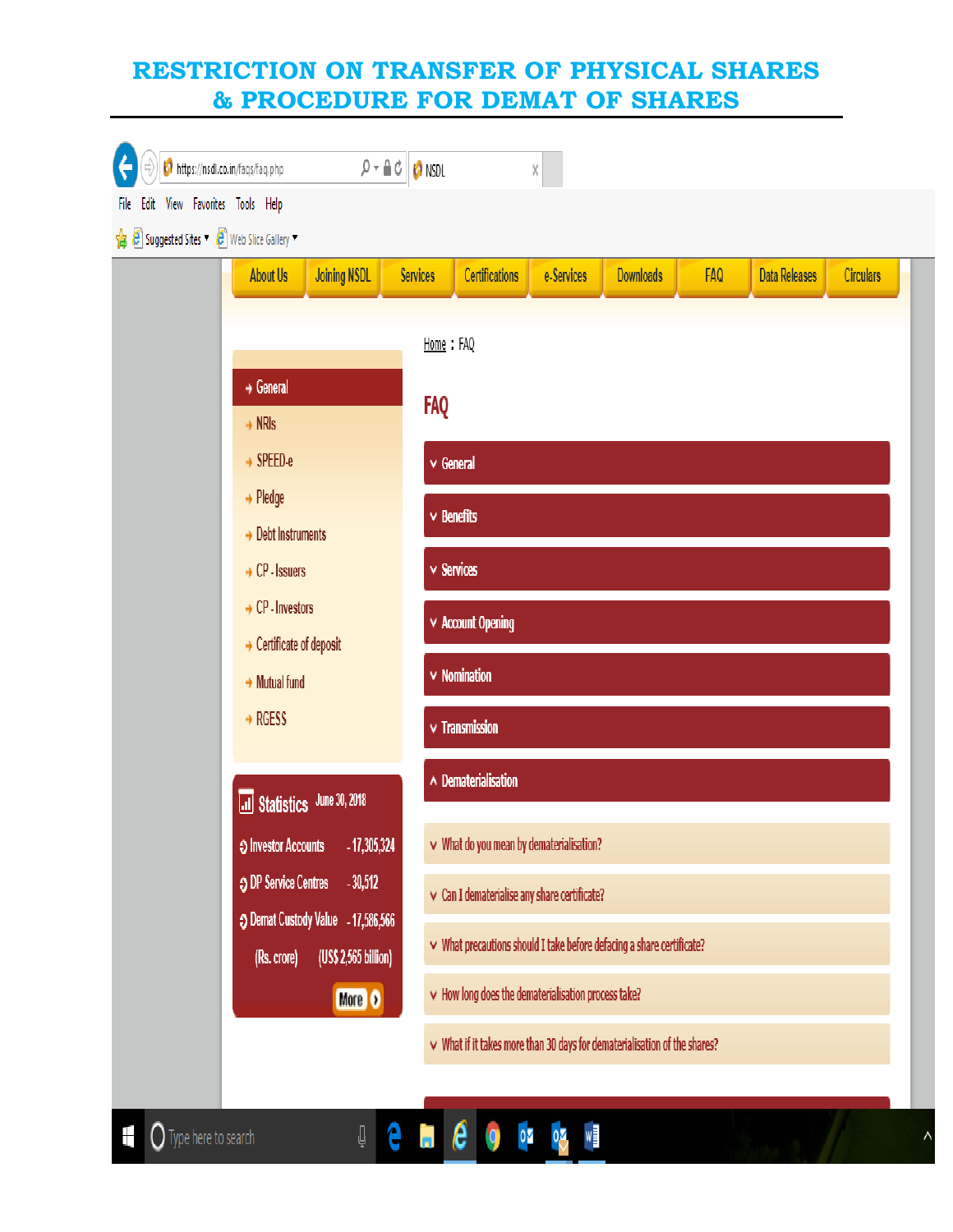# RESTRICTION ON TRANSFER OF PHYSICAL SHARES & PROCEDURE FOR DEMAT OF SHARES

https://nsdl.co.in/faqs/faq.php

NSDL

File Edit View Favorites Tools Help

Suggested Sites ▾ Web Slice Gallery ▾

About Us | Joining NSDL | Services | Certifications | e-Services | Downloads | FAQ | Data Releases | Circulars

Home : FAQ

- General
- NRIs
- SPEED-e
- Pledge
- Debt Instruments
- CP - Issuers
- CP - Investors
- Certificate of deposit
- Mutual fund
- RGESS

**Statistics** June 30, 2018

- Investor Accounts - 17,305,324
- DP Service Centres - 30,512
- Demat Custody Value - 17,586,566 (Rs. crore) (US$ 2,565 billion)

More

## FAQ

- General
- Benefits
- Services
- Account Opening
- Nomination
- Transmission
- Dematerialisation
  - What do you mean by dematerialisation?
  - Can I dematerialise any share certificate?
  - What precautions should I take before defacing a share certificate?
  - How long does the dematerialisation process take?
  - What if it takes more than 30 days for dematerialisation of the shares?

Type here to search